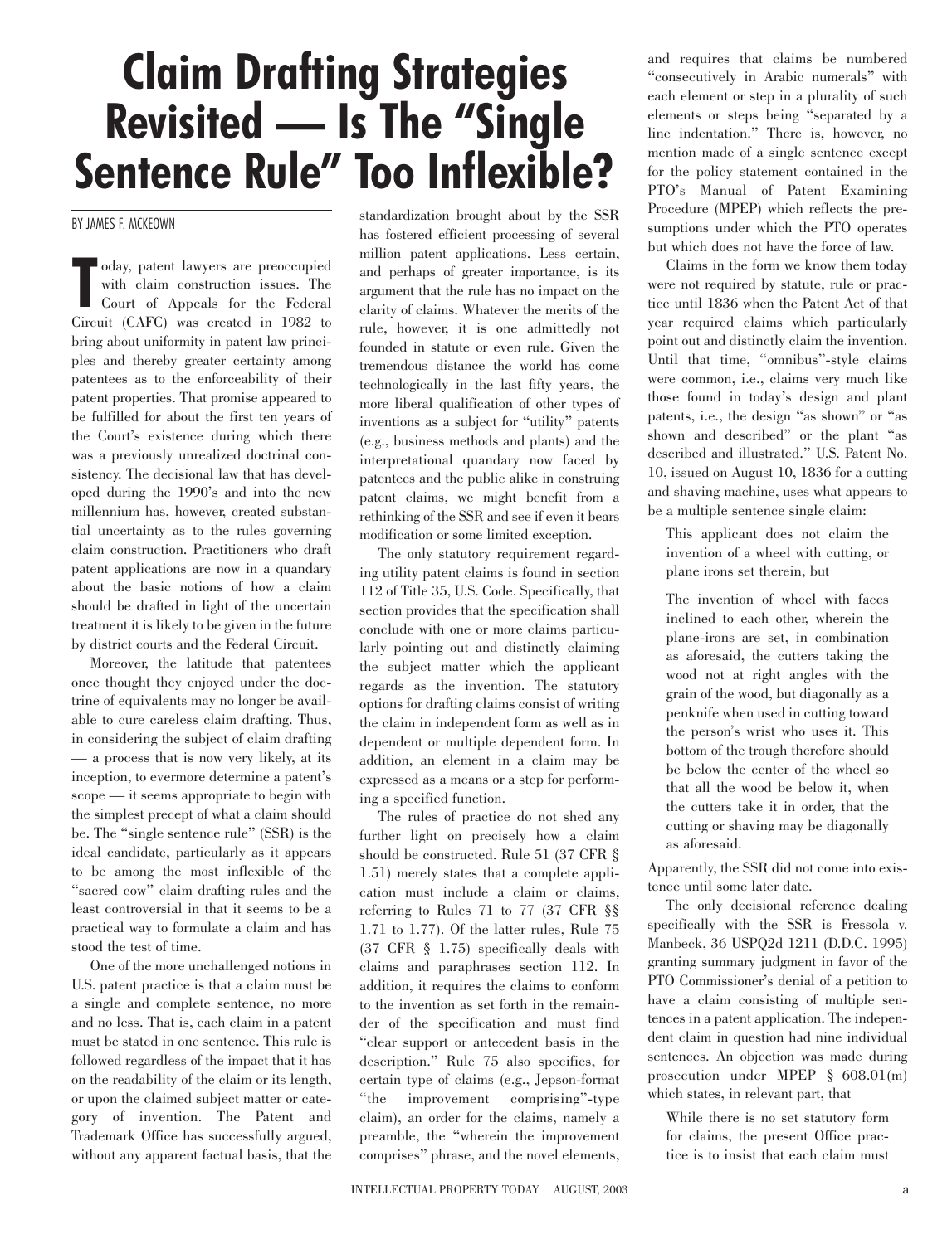# Claim Drafting Strategies Revisited — Is The "Single Sentence Rule" Too Inflexible?

BY JAMES F. MCKEOWN

Today, patent lawyers are preoccupied with claim construction issues. The Court of Appeals for the Federal Circuit (CAFC) was created in 1982 to bring about uniformity in patent law principles and thereby greater certainty among patentees as to the enforceability of their patent properties. That promise appeared to be fulfilled for about the first ten years of the Court's existence during which there was a previously unrealized doctrinal consistency. The decisional law that has developed during the 1990's and into the new millennium has, however, created substantial uncertainty as to the rules governing claim construction. Practitioners who draft patent applications are now in a quandary about the basic notions of how a claim should be drafted in light of the uncertain treatment it is likely to be given in the future by district courts and the Federal Circuit.

Moreover, the latitude that patentees once thought they enjoyed under the doctrine of equivalents may no longer be available to cure careless claim drafting. Thus, in considering the subject of claim drafting — a process that is now very likely, at its inception, to evermore determine a patent's scope — it seems appropriate to begin with the simplest precept of what a claim should be. The "single sentence rule" (SSR) is the ideal candidate, particularly as it appears to be among the most inflexible of the "sacred cow" claim drafting rules and the least controversial in that it seems to be a practical way to formulate a claim and has stood the test of time.

One of the more unchallenged notions in U.S. patent practice is that a claim must be a single and complete sentence, no more and no less. That is, each claim in a patent must be stated in one sentence. This rule is followed regardless of the impact that it has on the readability of the claim or its length, or upon the claimed subject matter or category of invention. The Patent and Trademark Office has successfully argued, without any apparent factual basis, that the standardization brought about by the SSR has fostered efficient processing of several million patent applications. Less certain, and perhaps of greater importance, is its argument that the rule has no impact on the clarity of claims. Whatever the merits of the rule, however, it is one admittedly not founded in statute or even rule. Given the tremendous distance the world has come technologically in the last fifty years, the more liberal qualification of other types of inventions as a subject for "utility" patents (e.g., business methods and plants) and the interpretational quandary now faced by patentees and the public alike in construing patent claims, we might benefit from a rethinking of the SSR and see if even it bears modification or some limited exception.

The only statutory requirement regarding utility patent claims is found in section 112 of Title 35, U.S. Code. Specifically, that section provides that the specification shall conclude with one or more claims particularly pointing out and distinctly claiming the subject matter which the applicant regards as the invention. The statutory options for drafting claims consist of writing the claim in independent form as well as in dependent or multiple dependent form. In addition, an element in a claim may be expressed as a means or a step for performing a specified function.

The rules of practice do not shed any further light on precisely how a claim should be constructed. Rule 51 (37 CFR § 1.51) merely states that a complete application must include a claim or claims, referring to Rules 71 to 77 (37 CFR §§ 1.71 to 1.77). Of the latter rules, Rule 75 (37 CFR § 1.75) specifically deals with claims and paraphrases section 112. In addition, it requires the claims to conform to the invention as set forth in the remainder of the specification and must find "clear support or antecedent basis in the description." Rule 75 also specifies, for certain type of claims (e.g., Jepson-format "the improvement comprising"-type claim), an order for the claims, namely a preamble, the "wherein the improvement comprises" phrase, and the novel elements, and requires that claims be numbered "consecutively in Arabic numerals" with each element or step in a plurality of such elements or steps being "separated by a line indentation." There is, however, no mention made of a single sentence except for the policy statement contained in the PTO's Manual of Patent Examining Procedure (MPEP) which reflects the presumptions under which the PTO operates but which does not have the force of law.

Claims in the form we know them today were not required by statute, rule or practice until 1836 when the Patent Act of that year required claims which particularly point out and distinctly claim the invention. Until that time, "omnibus"-style claims were common, i.e., claims very much like those found in today's design and plant patents, i.e., the design "as shown" or "as shown and described" or the plant "as described and illustrated." U.S. Patent No. 10, issued on August 10, 1836 for a cutting and shaving machine, uses what appears to be a multiple sentence single claim:

> This applicant does not claim the invention of a wheel with cutting, or plane irons set therein, but
>
> The invention of wheel with faces inclined to each other, wherein the plane-irons are set, in combination as aforesaid, the cutters taking the wood not at right angles with the grain of the wood, but diagonally as a penknife when used in cutting toward the person's wrist who uses it. This bottom of the trough therefore should be below the center of the wheel so that all the wood be below it, when the cutters take it in order, that the cutting or shaving may be diagonally as aforesaid.

Apparently, the SSR did not come into existence until some later date.

The only decisional reference dealing specifically with the SSR is Fressola v. Manbeck, 36 USPQ2d 1211 (D.D.C. 1995) granting summary judgment in favor of the PTO Commissioner's denial of a petition to have a claim consisting of multiple sentences in a patent application. The independent claim in question had nine individual sentences. An objection was made during prosecution under MPEP § 608.01(m) which states, in relevant part, that

> While there is no set statutory form for claims, the present Office practice is to insist that each claim must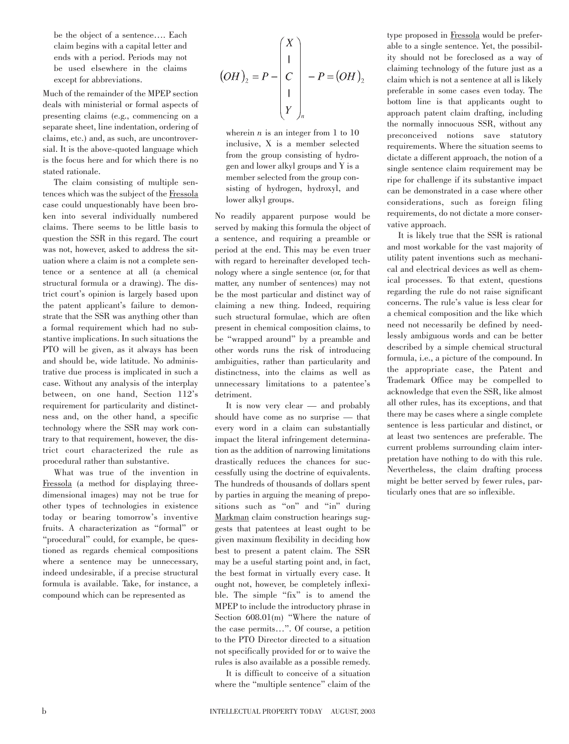be the object of a sentence.... Each claim begins with a capital letter and ends with a period. Periods may not be used elsewhere in the claims except for abbreviations.

Much of the remainder of the MPEP section deals with ministerial or formal aspects of presenting claims (e.g., commencing on a separate sheet, line indentation, ordering of claims, etc.) and, as such, are uncontroversial. It is the above-quoted language which is the focus here and for which there is no stated rationale.

The claim consisting of multiple sentences which was the subject of the Fressola case could unquestionably have been broken into several individually numbered claims. There seems to be little basis to question the SSR in this regard. The court was not, however, asked to address the situation where a claim is not a complete sentence or a sentence at all (a chemical structural formula or a drawing). The district court's opinion is largely based upon the patent applicant's failure to demonstrate that the SSR was anything other than a formal requirement which had no substantive implications. In such situations the PTO will be given, as it always has been and should be, wide latitude. No administrative due process is implicated in such a case. Without any analysis of the interplay between, on one hand, Section 112's requirement for particularity and distinctness and, on the other hand, a specific technology where the SSR may work contrary to that requirement, however, the district court characterized the rule as procedural rather than substantive.

What was true of the invention in Fressola (a method for displaying three-dimensional images) may not be true for other types of technologies in existence today or bearing tomorrow's inventive fruits. A characterization as "formal" or "procedural" could, for example, be questioned as regards chemical compositions where a sentence may be unnecessary, indeed undesirable, if a precise structural formula is available. Take, for instance, a compound which can be represented as

$$(OH)_2 = P - \begin{pmatrix} X \\ | \\ C \\ | \\ Y \end{pmatrix}_n - P = (OH)_2$$

wherein $n$ is an integer from 1 to 10 inclusive, X is a member selected from the group consisting of hydrogen and lower alkyl groups and Y is a member selected from the group consisting of hydrogen, hydroxyl, and lower alkyl groups.

No readily apparent purpose would be served by making this formula the object of a sentence, and requiring a preamble or period at the end. This may be even truer with regard to hereinafter developed technology where a single sentence (or, for that matter, any number of sentences) may not be the most particular and distinct way of claiming a new thing. Indeed, requiring such structural formulae, which are often present in chemical composition claims, to be "wrapped around" by a preamble and other words runs the risk of introducing ambiguities, rather than particularity and distinctness, into the claims as well as unnecessary limitations to a patentee's detriment.

It is now very clear — and probably should have come as no surprise — that every word in a claim can substantially impact the literal infringement determination as the addition of narrowing limitations drastically reduces the chances for successfully using the doctrine of equivalents. The hundreds of thousands of dollars spent by parties in arguing the meaning of prepositions such as "on" and "in" during Markman claim construction hearings suggests that patentees at least ought to be given maximum flexibility in deciding how best to present a patent claim. The SSR may be a useful starting point and, in fact, the best format in virtually every case. It ought not, however, be completely inflexible. The simple "fix" is to amend the MPEP to include the introductory phrase in Section 608.01(m) "Where the nature of the case permits...". Of course, a petition to the PTO Director directed to a situation not specifically provided for or to waive the rules is also available as a possible remedy.

It is difficult to conceive of a situation where the "multiple sentence" claim of the type proposed in Fressola would be preferable to a single sentence. Yet, the possibility should not be foreclosed as a way of claiming technology of the future just as a claim which is not a sentence at all is likely preferable in some cases even today. The bottom line is that applicants ought to approach patent claim drafting, including the normally innocuous SSR, without any preconceived notions save statutory requirements. Where the situation seems to dictate a different approach, the notion of a single sentence claim requirement may be ripe for challenge if its substantive impact can be demonstrated in a case where other considerations, such as foreign filing requirements, do not dictate a more conservative approach.

It is likely true that the SSR is rational and most workable for the vast majority of utility patent inventions such as mechanical and electrical devices as well as chemical processes. To that extent, questions regarding the rule do not raise significant concerns. The rule's value is less clear for a chemical composition and the like which need not necessarily be defined by needlessly ambiguous words and can be better described by a simple chemical structural formula, i.e., a picture of the compound. In the appropriate case, the Patent and Trademark Office may be compelled to acknowledge that even the SSR, like almost all other rules, has its exceptions, and that there may be cases where a single complete sentence is less particular and distinct, or at least two sentences are preferable. The current problems surrounding claim interpretation have nothing to do with this rule. Nevertheless, the claim drafting process might be better served by fewer rules, particularly ones that are so inflexible.